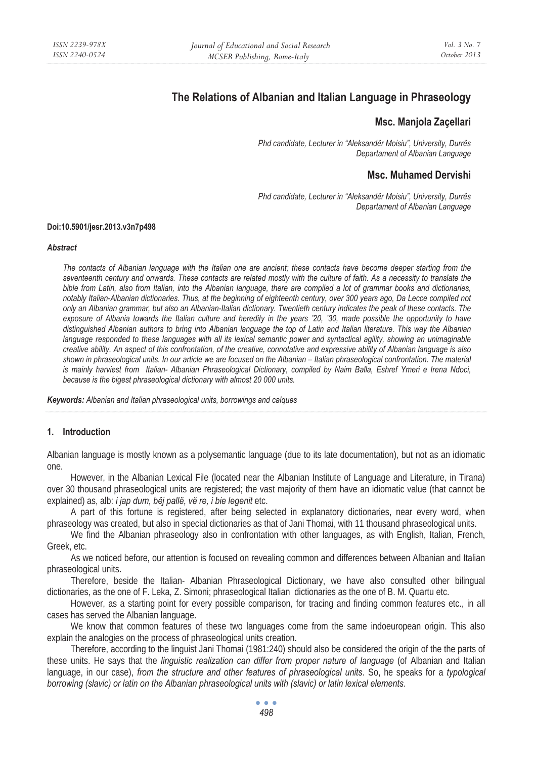# The Relations of Albanian and Italian Language in Phraseology

**Msc. Manjola Zaçellari**

*Phd candidate, Lecturer in "Aleksandër Moisiu", University, Durrës*
*Departament of Albanian Language*

**Msc. Muhamed Dervishi**

*Phd candidate, Lecturer in "Aleksandër Moisiu", University, Durrës*
*Departament of Albanian Language*

**Doi:10.5901/jesr.2013.v3n7p498**

***Abstract***

*The contacts of Albanian language with the Italian one are ancient; these contacts have become deeper starting from the seventeenth century and onwards. These contacts are related mostly with the culture of faith. As a necessity to translate the bible from Latin, also from Italian, into the Albanian language, there are compiled a lot of grammar books and dictionaries, notably Italian-Albanian dictionaries. Thus, at the beginning of eighteenth century, over 300 years ago, Da Lecce compiled not only an Albanian grammar, but also an Albanian-Italian dictionary. Twentieth century indicates the peak of these contacts. The exposure of Albania towards the Italian culture and heredity in the years '20, '30, made possible the opportunity to have distinguished Albanian authors to bring into Albanian language the top of Latin and Italian literature. This way the Albanian language responded to these languages with all its lexical semantic power and syntactical agility, showing an unimaginable creative ability. An aspect of this confrontation, of the creative, connotative and expressive ability of Albanian language is also shown in phraseological units. In our article we are focused on the Albanian – Italian phraseological confrontation. The material is mainly harviest from Italian- Albanian Phraseological Dictionary, compiled by Naim Balla, Eshref Ymeri e Irena Ndoci, because is the bigest phraseological dictionary with almost 20 000 units.*

***Keywords:*** *Albanian and Italian phraseological units, borrowings and calques*

## 1. Introduction

Albanian language is mostly known as a polysemantic language (due to its late documentation), but not as an idiomatic one.

However, in the Albanian Lexical File (located near the Albanian Institute of Language and Literature, in Tirana) over 30 thousand phraseological units are registered; the vast majority of them have an idiomatic value (that cannot be explained) as, alb: *i jap dum, bëj pallë, vë re, i bie legenit* etc.

A part of this fortune is registered, after being selected in explanatory dictionaries, near every word, when phraseology was created, but also in special dictionaries as that of Jani Thomai, with 11 thousand phraseological units.

We find the Albanian phraseology also in confrontation with other languages, as with English, Italian, French, Greek, etc.

As we noticed before, our attention is focused on revealing common and differences between Albanian and Italian phraseological units.

Therefore, beside the Italian- Albanian Phraseological Dictionary, we have also consulted other bilingual dictionaries, as the one of F. Leka, Z. Simoni; phraseological Italian dictionaries as the one of B. M. Quartu etc.

However, as a starting point for every possible comparison, for tracing and finding common features etc., in all cases has served the Albanian language.

We know that common features of these two languages come from the same indoeuropean origin. This also explain the analogies on the process of phraseological units creation.

Therefore, according to the linguist Jani Thomai (1981:240) should also be considered the origin of the the parts of these units. He says that the *linguistic realization can differ from proper nature of language* (of Albanian and Italian language, in our case), *from the structure and other features of phraseological units*. So, he speaks for a *typological borrowing (slavic) or latin on the Albanian phraseological units with (slavic) or latin lexical elements*.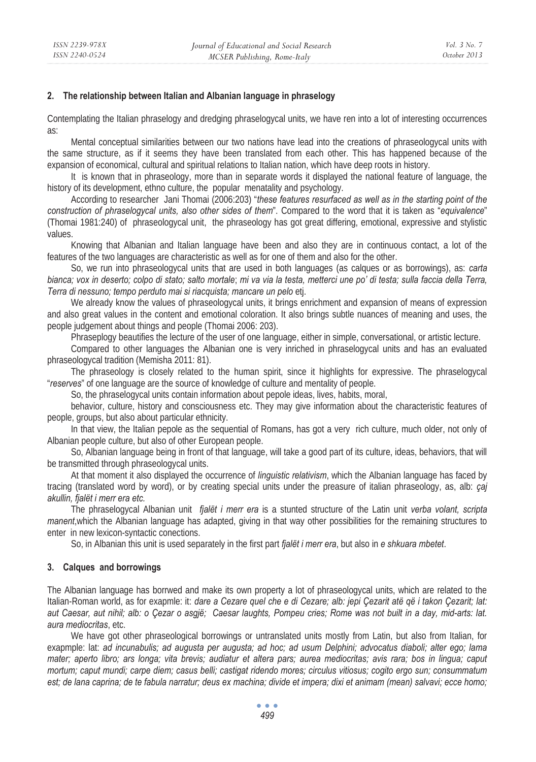## 2. The relationship between Italian and Albanian language in phraselogy

Contemplating the Italian phraselogy and dredging phraselogycal units, we have ren into a lot of interesting occurrences as:

Mental conceptual similarities between our two nations have lead into the creations of phraseologycal units with the same structure, as if it seems they have been translated from each other. This has happened because of the expansion of economical, cultural and spiritual relations to Italian nation, which have deep roots in history.

It is known that in phraseology, more than in separate words it displayed the national feature of language, the history of its development, ethno culture, the popular menatality and psychology.

According to researcher Jani Thomai (2006:203) "*these features resurfaced as well as in the starting point of the construction of phraselogycal units, also other sides of them*". Compared to the word that it is taken as "*equivalence*" (Thomai 1981:240) of phraseologycal unit, the phraseology has got great differing, emotional, expressive and stylistic values.

Knowing that Albanian and Italian language have been and also they are in continuous contact, a lot of the features of the two languages are characteristic as well as for one of them and also for the other.

So, we run into phraseologycal units that are used in both languages (as calques or as borrowings), as: *carta bianca; vox in deserto; colpo di stato; salto mortale*; *mi va via la testa, metterci une po' di testa; sulla faccia della Terra, Terra di nessuno; tempo perduto mai si riacquista; mancare un pelo* etj.

We already know the values of phraseologycal units, it brings enrichment and expansion of means of expression and also great values in the content and emotional coloration. It also brings subtle nuances of meaning and uses, the people judgement about things and people (Thomai 2006: 203).

Phraseplogy beautifies the lecture of the user of one language, either in simple, conversational, or artistic lecture.

Compared to other languages the Albanian one is very inriched in phraselogycal units and has an evaluated phraseologycal tradition (Memisha 2011: 81).

The phraseology is closely related to the human spirit, since it highlights for expressive. The phraselogycal "*reserves*" of one language are the source of knowledge of culture and mentality of people.

So, the phraselogycal units contain information about pepole ideas, lives, habits, moral,

behavior, culture, history and consciousness etc. They may give information about the characteristic features of people, groups, but also about particular ethnicity.

In that view, the Italian pepole as the sequential of Romans, has got a very rich culture, much older, not only of Albanian people culture, but also of other European people.

So, Albanian language being in front of that language, will take a good part of its culture, ideas, behaviors, that will be transmitted through phraseologycal units.

At that moment it also displayed the occurrence of *linguistic relativism*, which the Albanian language has faced by tracing (translated word by word), or by creating special units under the preasure of italian phraseology, as, alb: *çaj akullin, fjalët i merr era etc.*

The phraselogycal Albanian unit *fjalët i merr era* is a stunted structure of the Latin unit *verba volant, scripta manent*,which the Albanian language has adapted, giving in that way other possibilities for the remaining structures to enter in new lexicon-syntactic conections.

So, in Albanian this unit is used separately in the first part *fjalët i merr era*, but also in *e shkuara mbetet*.

## 3. Calques and borrowings

The Albanian language has borrwed and make its own property a lot of phraseologycal units, which are related to the Italian-Roman world, as for exapmle: it: *dare a Cezare quel che e di Cezare; alb: jepi Çezarit atë që i takon Çezarit; lat: aut Caesar, aut nihil; alb: o Çezar o asgjë; Caesar laughts, Pompeu cries; Rome was not built in a day, mid-arts: lat. aura mediocritas*, etc.

We have got other phraseological borrowings or untranslated units mostly from Latin, but also from Italian, for exapmple: lat: *ad incunabulis; ad augusta per augusta; ad hoc; ad usum Delphini; advocatus diaboli; alter ego; lama mater; aperto libro; ars longa; vita brevis; audiatur et altera pars; aurea mediocritas; avis rara; bos in lingua; caput mortum; caput mundi; carpe diem; casus belli; castigat ridendo mores; circulus vitiosus; cogito ergo sun; consummatum est; de lana caprina; de te fabula narratur; deus ex machina; divide et impera; dixi et animam (mean) salvavi; ecce homo;*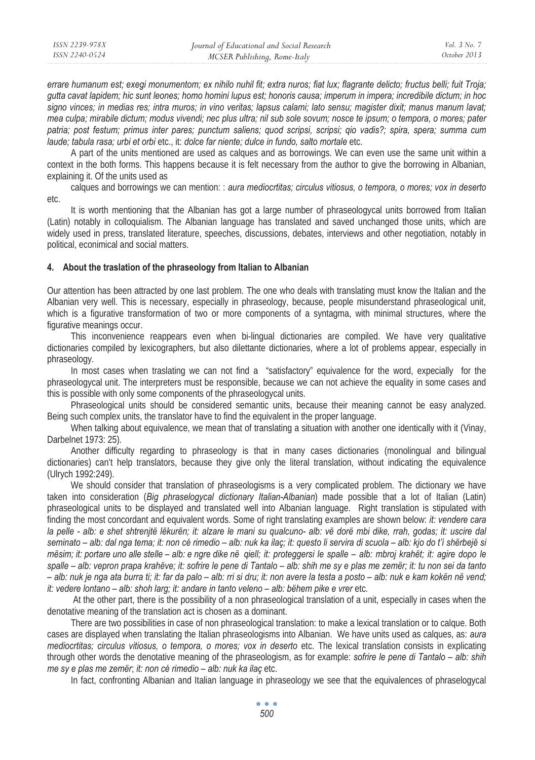*errare humanum est; exegi monumentom; ex nihilo nuhil fit; extra nuros; fiat lux; flagrante delicto; fructus belli; fuit Troja; gutta cavat lapidem; hic sunt leones; homo homini lupus est; honoris causa; imperum in impera; incredibile dictum; in hoc signo vinces; in medias res; intra muros; in vino veritas; lapsus calami; lato sensu; magister dixit; manus manum lavat; mea culpa; mirabile dictum; modus vivendi; nec plus ultra; nil sub sole sovum; nosce te ipsum; o tempora, o mores; pater patria; post festum; primus inter pares; punctum saliens; quod scripsi, scripsi; qio vadis?; spira, spera; summa cum laude; tabula rasa; urbi et orbi* etc., it: *dolce far niente; dulce in fundo, salto mortale* etc.

A part of the units mentioned are used as calques and as borrowings. We can even use the same unit within a context in the both forms. This happens because it is felt necessary from the author to give the borrowing in Albanian, explaining it. Of the units used as

calques and borrowings we can mention: : *aura mediocrtitas; circulus vitiosus, o tempora, o mores; vox in deserto* etc.

It is worth mentioning that the Albanian has got a large number of phraseologycal units borrowed from Italian (Latin) notably in colloquialism. The Albanian language has translated and saved unchanged those units, which are widely used in press, translated literature, speeches, discussions, debates, interviews and other negotiation, notably in political, econimical and social matters.

## 4. About the traslation of the phraseology from Italian to Albanian

Our attention has been attracted by one last problem. The one who deals with translating must know the Italian and the Albanian very well. This is necessary, especially in phraseology, because, people misunderstand phraseological unit, which is a figurative transformation of two or more components of a syntagma, with minimal structures, where the figurative meanings occur.

This inconvenience reappears even when bi-lingual dictionaries are compiled. We have very qualitative dictionaries compiled by lexicographers, but also dilettante dictionaries, where a lot of problems appear, especially in phraseology.

In most cases when traslating we can not find a "satisfactory" equivalence for the word, expecially for the phraseologycal unit. The interpreters must be responsible, because we can not achieve the equality in some cases and this is possible with only some components of the phraseologycal units.

Phraseological units should be considered semantic units, because their meaning cannot be easy analyzed. Being such complex units, the translator have to find the equivalent in the proper language.

When talking about equivalence, we mean that of translating a situation with another one identically with it (Vinay, Darbelnet 1973: 25).

Another difficulty regarding to phraseology is that in many cases dictionaries (monolingual and bilingual dictionaries) can't help translators, because they give only the literal translation, without indicating the equivalence (Ulrych 1992:249).

We should consider that translation of phraseologisms is a very complicated problem. The dictionary we have taken into consideration (*Big phraselogycal dictionary Italian-Albanian*) made possible that a lot of Italian (Latin) phraseological units to be displayed and translated well into Albanian language. Right translation is stipulated with finding the most concordant and equivalent words. Some of right translating examples are shown below: *it: vendere cara la pelle - alb: e shet shtrenjtë lëkurën; it: alzare le mani su qualcuno- alb: vë dorë mbi dike, rrah, godas; it: uscire dal seminato – alb: dal nga tema; it: non cé rimedio – alb: nuk ka ilaç; it: questo li servira di scuola – alb: kjo do t'i shërbejë si mësim; it: portare uno alle stelle – alb: e ngre dike në qiell; it: proteggersi le spalle – alb: mbroj krahët; it: agire dopo le spalle – alb: vepron prapa krahëve; it: sofrire le pene di Tantalo – alb: shih me sy e plas me zemër; it: tu non sei da tanto – alb: nuk je nga ata burra ti; it: far da palo – alb: rri si dru; it: non avere la testa a posto – alb: nuk e kam kokën në vend; it: vedere lontano – alb: shoh larg; it: andare in tanto veleno – alb: bëhem pike e vrer* etc.

At the other part, there is the possibility of a non phraseological translation of a unit, especially in cases when the denotative meaning of the translation act is chosen as a dominant.

There are two possibilities in case of non phraseological translation: to make a lexical translation or to calque. Both cases are displayed when translating the Italian phraseologisms into Albanian. We have units used as calques, as: *aura mediocrtitas; circulus vitiosus, o tempora, o mores; vox in deserto* etc. The lexical translation consists in explicating through other words the denotative meaning of the phraseologism, as for example: *sofrire le pene di Tantalo – alb: shih me sy e plas me zemër*; *it: non cé rimedio – alb: nuk ka ilaç* etc.

In fact, confronting Albanian and Italian language in phraseology we see that the equivalences of phraselogycal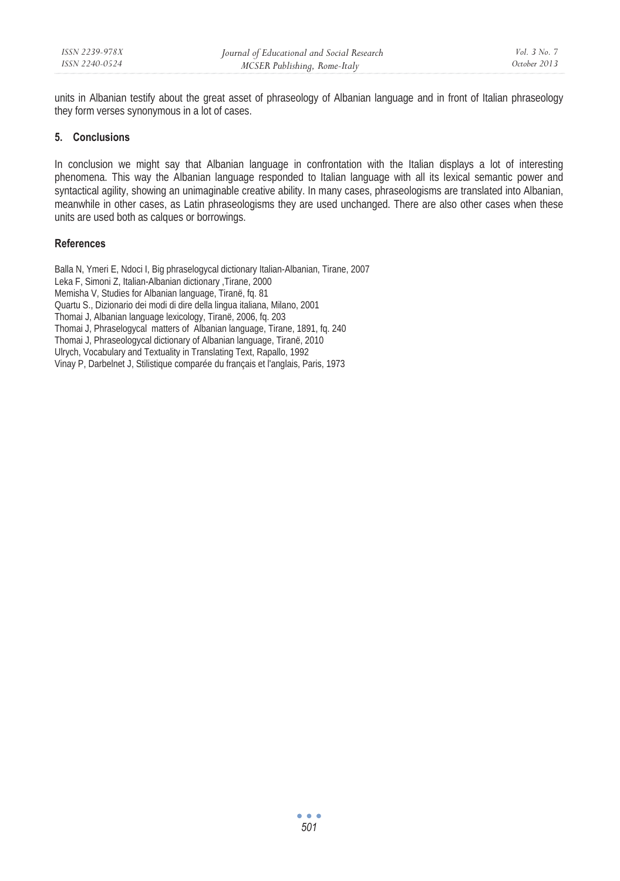units in Albanian testify about the great asset of phraseology of Albanian language and in front of Italian phraseology they form verses synonymous in a lot of cases.

## 5. Conclusions

In conclusion we might say that Albanian language in confrontation with the Italian displays a lot of interesting phenomena. This way the Albanian language responded to Italian language with all its lexical semantic power and syntactical agility, showing an unimaginable creative ability. In many cases, phraseologisms are translated into Albanian, meanwhile in other cases, as Latin phraseologisms they are used unchanged. There are also other cases when these units are used both as calques or borrowings.

## References

Balla N, Ymeri E, Ndoci I, Big phraselogycal dictionary Italian-Albanian, Tirane, 2007  
Leka F, Simoni Z, Italian-Albanian dictionary ,Tirane, 2000  
Memisha V, Studies for Albanian language, Tiranë, fq. 81  
Quartu S., Dizionario dei modi di dire della lingua italiana, Milano, 2001  
Thomai J, Albanian language lexicology, Tiranë, 2006, fq. 203  
Thomai J, Phraselogycal matters of Albanian language, Tirane, 1891, fq. 240  
Thomai J, Phraseologycal dictionary of Albanian language, Tiranë, 2010  
Ulrych, Vocabulary and Textuality in Translating Text, Rapallo, 1992  
Vinay P, Darbelnet J, Stilistique comparée du français et l'anglais, Paris, 1973